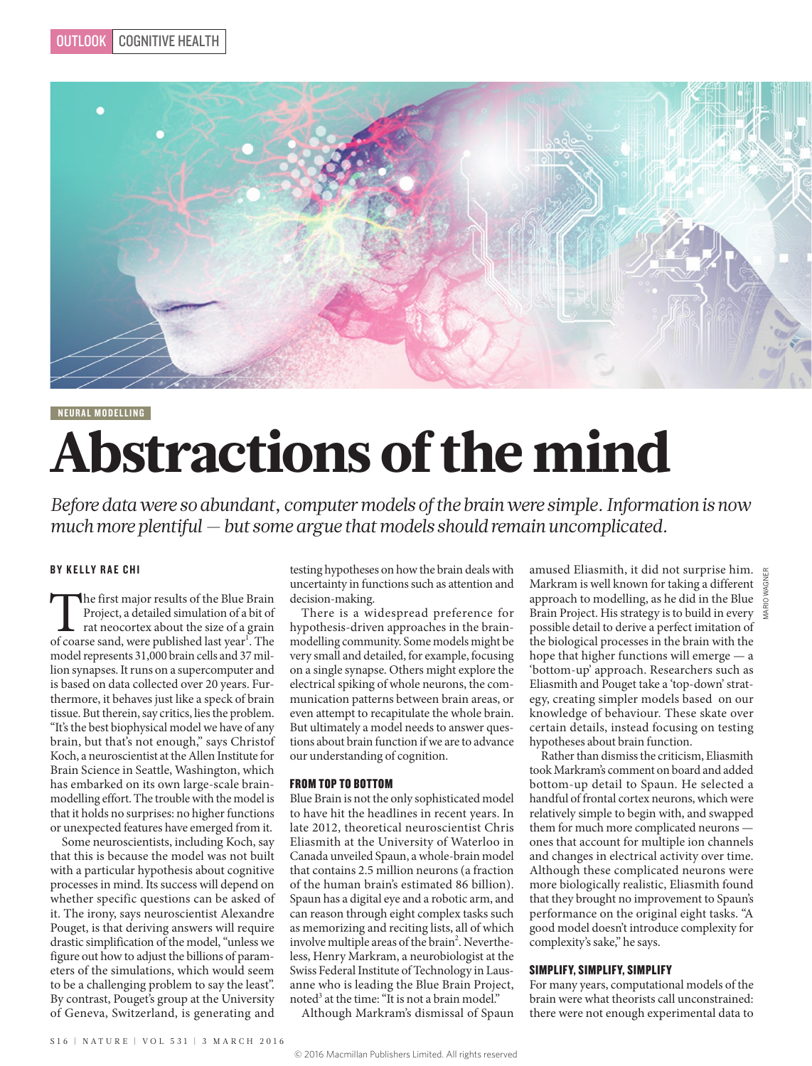NEURAL MODELLING

# Abstractions of the mind

*Before data were so abundant, computer models of the brain were simple. Information is now much more plentiful — but some argue that models should remain uncomplicated.*

**BY KELLY RAE CHI**

The first major results of the Blue Brain Project, a detailed simulation of a bit of rat neocortex about the size of a grain of coarse sand, were published last year[1]. The model represents 31,000 brain cells and 37 million synapses. It runs on a supercomputer and is based on data collected over 20 years. Furthermore, it behaves just like a speck of brain tissue. But therein, say critics, lies the problem. "It's the best biophysical model we have of any brain, but that's not enough," says Christof Koch, a neuroscientist at the Allen Institute for Brain Science in Seattle, Washington, which has embarked on its own large-scale brain-modelling effort. The trouble with the model is that it holds no surprises: no higher functions or unexpected features have emerged from it.

Some neuroscientists, including Koch, say that this is because the model was not built with a particular hypothesis about cognitive processes in mind. Its success will depend on whether specific questions can be asked of it. The irony, says neuroscientist Alexandre Pouget, is that deriving answers will require drastic simplification of the model, "unless we figure out how to adjust the billions of parameters of the simulations, which would seem to be a challenging problem to say the least". By contrast, Pouget's group at the University of Geneva, Switzerland, is generating and testing hypotheses on how the brain deals with uncertainty in functions such as attention and decision-making.

There is a widespread preference for hypothesis-driven approaches in the brain-modelling community. Some models might be very small and detailed, for example, focusing on a single synapse. Others might explore the electrical spiking of whole neurons, the communication patterns between brain areas, or even attempt to recapitulate the whole brain. But ultimately a model needs to answer questions about brain function if we are to advance our understanding of cognition.

## FROM TOP TO BOTTOM

Blue Brain is not the only sophisticated model to have hit the headlines in recent years. In late 2012, theoretical neuroscientist Chris Eliasmith at the University of Waterloo in Canada unveiled Spaun, a whole-brain model that contains 2.5 million neurons (a fraction of the human brain's estimated 86 billion). Spaun has a digital eye and a robotic arm, and can reason through eight complex tasks such as memorizing and reciting lists, all of which involve multiple areas of the brain[2]. Nevertheless, Henry Markram, a neurobiologist at the Swiss Federal Institute of Technology in Lausanne who is leading the Blue Brain Project, noted[3] at the time: "It is not a brain model."

Although Markram's dismissal of Spaun amused Eliasmith, it did not surprise him. Markram is well known for taking a different approach to modelling, as he did in the Blue Brain Project. His strategy is to build in every possible detail to derive a perfect imitation of the biological processes in the brain with the hope that higher functions will emerge — a 'bottom-up' approach. Researchers such as Eliasmith and Pouget take a 'top-down' strategy, creating simpler models based on our knowledge of behaviour. These skate over certain details, instead focusing on testing hypotheses about brain function.

Rather than dismiss the criticism, Eliasmith took Markram's comment on board and added bottom-up detail to Spaun. He selected a handful of frontal cortex neurons, which were relatively simple to begin with, and swapped them for much more complicated neurons — ones that account for multiple ion channels and changes in electrical activity over time. Although these complicated neurons were more biologically realistic, Eliasmith found that they brought no improvement to Spaun's performance on the original eight tasks. "A good model doesn't introduce complexity for complexity's sake," he says.

## SIMPLIFY, SIMPLIFY, SIMPLIFY

For many years, computational models of the brain were what theorists call unconstrained: there were not enough experimental data to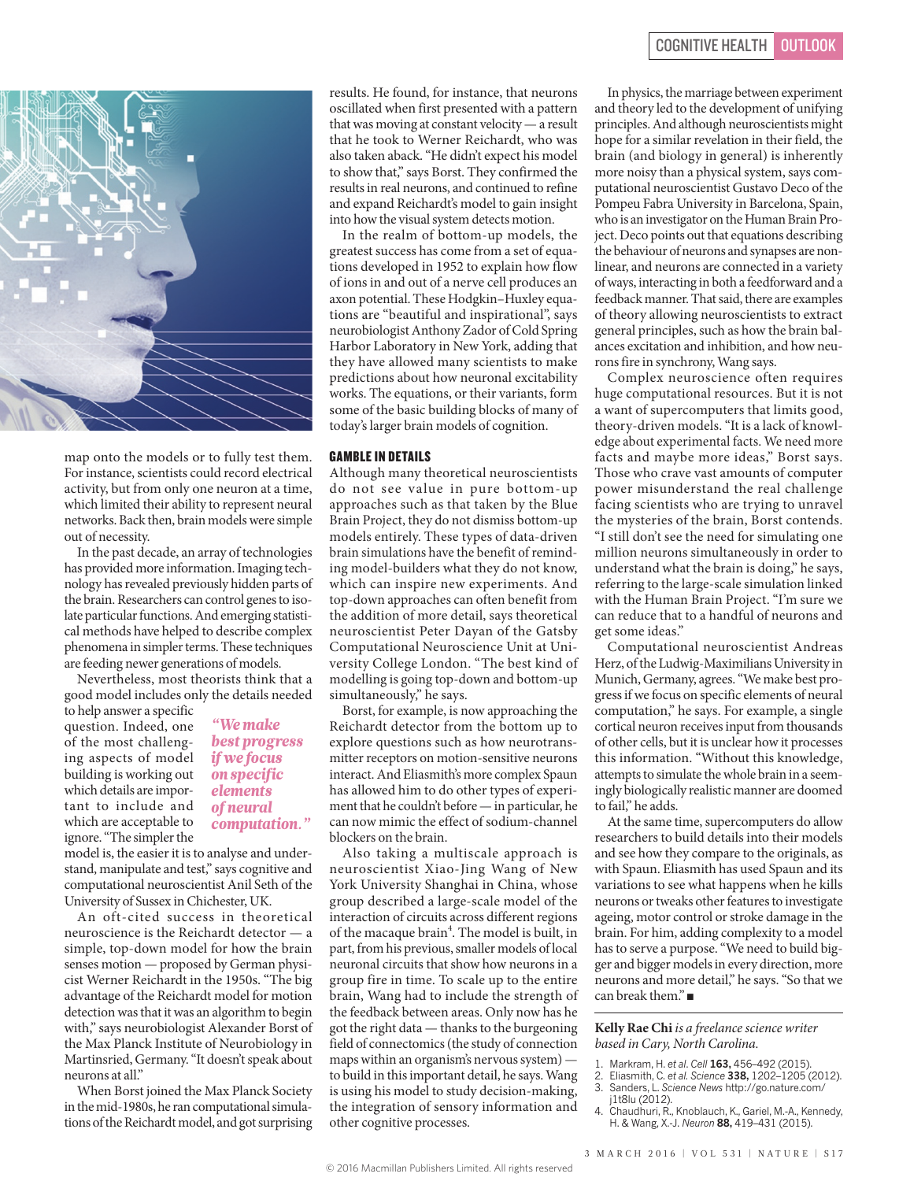map onto the models or to fully test them. For instance, scientists could record electrical activity, but from only one neuron at a time, which limited their ability to represent neural networks. Back then, brain models were simple out of necessity.

In the past decade, an array of technologies has provided more information. Imaging technology has revealed previously hidden parts of the brain. Researchers can control genes to isolate particular functions. And emerging statistical methods have helped to describe complex phenomena in simpler terms. These techniques are feeding newer generations of models.

Nevertheless, most theorists think that a good model includes only the details needed to help answer a specific question. Indeed, one of the most challenging aspects of model building is working out which details are important to include and which are acceptable to ignore. "The simpler the model is, the easier it is to analyse and understand, manipulate and test," says cognitive and computational neuroscientist Anil Seth of the University of Sussex in Chichester, UK.

*"We make best progress if we focus on specific elements of neural computation."*

An oft-cited success in theoretical neuroscience is the Reichardt detector — a simple, top-down model for how the brain senses motion — proposed by German physicist Werner Reichardt in the 1950s. "The big advantage of the Reichardt model for motion detection was that it was an algorithm to begin with," says neurobiologist Alexander Borst of the Max Planck Institute of Neurobiology in Martinsried, Germany. "It doesn't speak about neurons at all."

When Borst joined the Max Planck Society in the mid-1980s, he ran computational simulations of the Reichardt model, and got surprising results. He found, for instance, that neurons oscillated when first presented with a pattern that was moving at constant velocity — a result that he took to Werner Reichardt, who was also taken aback. "He didn't expect his model to show that," says Borst. They confirmed the results in real neurons, and continued to refine and expand Reichardt's model to gain insight into how the visual system detects motion.

In the realm of bottom-up models, the greatest success has come from a set of equations developed in 1952 to explain how flow of ions in and out of a nerve cell produces an axon potential. These Hodgkin–Huxley equations are "beautiful and inspirational", says neurobiologist Anthony Zador of Cold Spring Harbor Laboratory in New York, adding that they have allowed many scientists to make predictions about how neuronal excitability works. The equations, or their variants, form some of the basic building blocks of many of today's larger brain models of cognition.

## GAMBLE IN DETAILS

Although many theoretical neuroscientists do not see value in pure bottom-up approaches such as that taken by the Blue Brain Project, they do not dismiss bottom-up models entirely. These types of data-driven brain simulations have the benefit of reminding model-builders what they do not know, which can inspire new experiments. And top-down approaches can often benefit from the addition of more detail, says theoretical neuroscientist Peter Dayan of the Gatsby Computational Neuroscience Unit at University College London. "The best kind of modelling is going top-down and bottom-up simultaneously," he says.

Borst, for example, is now approaching the Reichardt detector from the bottom up to explore questions such as how neurotransmitter receptors on motion-sensitive neurons interact. And Eliasmith's more complex Spaun has allowed him to do other types of experiment that he couldn't before — in particular, he can now mimic the effect of sodium-channel blockers on the brain.

Also taking a multiscale approach is neuroscientist Xiao-Jing Wang of New York University Shanghai in China, whose group described a large-scale model of the interaction of circuits across different regions of the macaque brain[4]. The model is built, in part, from his previous, smaller models of local neuronal circuits that show how neurons in a group fire in time. To scale up to the entire brain, Wang had to include the strength of the feedback between areas. Only now has he got the right data — thanks to the burgeoning field of connectomics (the study of connection maps within an organism's nervous system) — to build in this important detail, he says. Wang is using his model to study decision-making, the integration of sensory information and other cognitive processes.

In physics, the marriage between experiment and theory led to the development of unifying principles. And although neuroscientists might hope for a similar revelation in their field, the brain (and biology in general) is inherently more noisy than a physical system, says computational neuroscientist Gustavo Deco of the Pompeu Fabra University in Barcelona, Spain, who is an investigator on the Human Brain Project. Deco points out that equations describing the behaviour of neurons and synapses are nonlinear, and neurons are connected in a variety of ways, interacting in both a feedforward and a feedback manner. That said, there are examples of theory allowing neuroscientists to extract general principles, such as how the brain balances excitation and inhibition, and how neurons fire in synchrony, Wang says.

Complex neuroscience often requires huge computational resources. But it is not a want of supercomputers that limits good, theory-driven models. "It is a lack of knowledge about experimental facts. We need more facts and maybe more ideas," Borst says. Those who crave vast amounts of computer power misunderstand the real challenge facing scientists who are trying to unravel the mysteries of the brain, Borst contends. "I still don't see the need for simulating one million neurons simultaneously in order to understand what the brain is doing," he says, referring to the large-scale simulation linked with the Human Brain Project. "I'm sure we can reduce that to a handful of neurons and get some ideas."

Computational neuroscientist Andreas Herz, of the Ludwig-Maximilians University in Munich, Germany, agrees. "We make best progress if we focus on specific elements of neural computation," he says. For example, a single cortical neuron receives input from thousands of other cells, but it is unclear how it processes this information. "Without this knowledge, attempts to simulate the whole brain in a seemingly biologically realistic manner are doomed to fail," he adds.

At the same time, supercomputers do allow researchers to build details into their models and see how they compare to the originals, as with Spaun. Eliasmith has used Spaun and its variations to see what happens when he kills neurons or tweaks other features to investigate ageing, motor control or stroke damage in the brain. For him, adding complexity to a model has to serve a purpose. "We need to build bigger and bigger models in every direction, more neurons and more detail," he says. "So that we can break them." ■

**Kelly Rae Chi** *is a freelance science writer based in Cary, North Carolina.*

1. Markram, H. *et al. Cell* **163,** 456–492 (2015).
2. Eliasmith, C. *et al. Science* **338,** 1202–1205 (2012).
3. Sanders, L. *Science News* http://go.nature.com/j1t8lu (2012).
4. Chaudhuri, R., Knoblauch, K., Gariel, M.-A., Kennedy, H. & Wang, X.-J. *Neuron* **88,** 419–431 (2015).